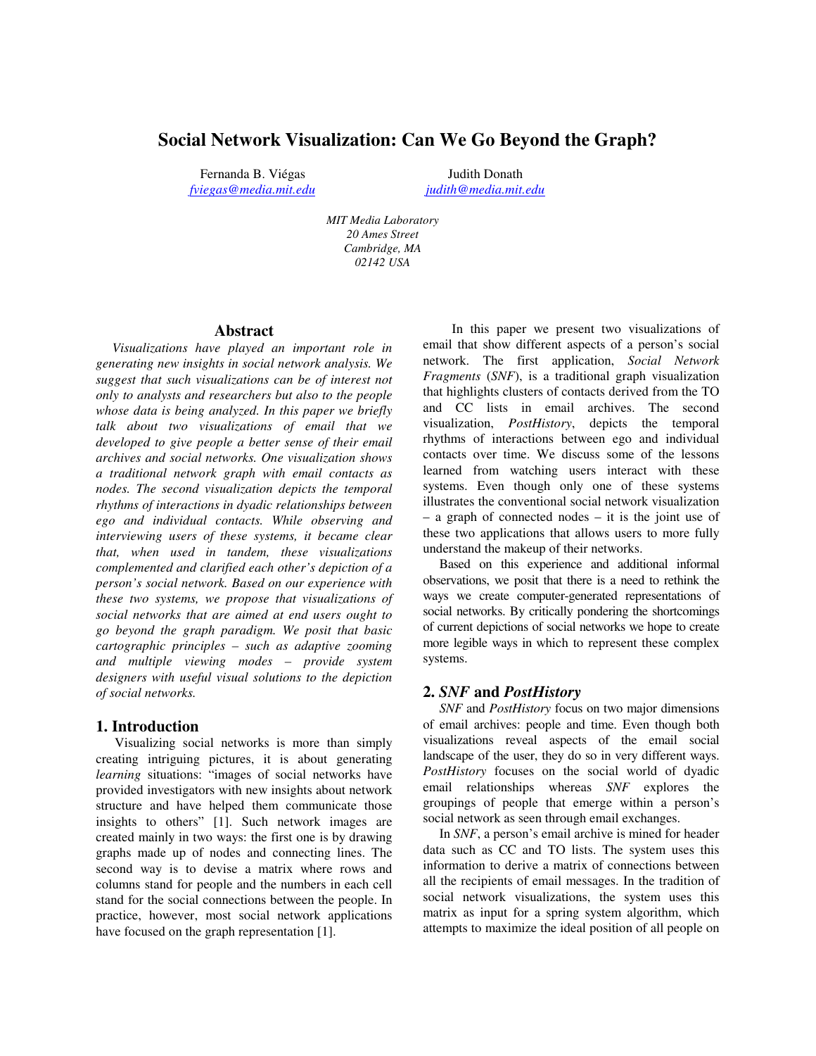# Social Network Visualization: Can We Go Beyond the Graph?

Fernanda B. Viégas
*fviegas@media.mit.edu*

Judith Donath
*judith@media.mit.edu*

*MIT Media Laboratory*
*20 Ames Street*
*Cambridge, MA*
*02142 USA*

## Abstract

*Visualizations have played an important role in generating new insights in social network analysis. We suggest that such visualizations can be of interest not only to analysts and researchers but also to the people whose data is being analyzed. In this paper we briefly talk about two visualizations of email that we developed to give people a better sense of their email archives and social networks. One visualization shows a traditional network graph with email contacts as nodes. The second visualization depicts the temporal rhythms of interactions in dyadic relationships between ego and individual contacts. While observing and interviewing users of these systems, it became clear that, when used in tandem, these visualizations complemented and clarified each other's depiction of a person's social network. Based on our experience with these two systems, we propose that visualizations of social networks that are aimed at end users ought to go beyond the graph paradigm. We posit that basic cartographic principles – such as adaptive zooming and multiple viewing modes – provide system designers with useful visual solutions to the depiction of social networks.*

## 1. Introduction

Visualizing social networks is more than simply creating intriguing pictures, it is about generating *learning* situations: "images of social networks have provided investigators with new insights about network structure and have helped them communicate those insights to others" [1]. Such network images are created mainly in two ways: the first one is by drawing graphs made up of nodes and connecting lines. The second way is to devise a matrix where rows and columns stand for people and the numbers in each cell stand for the social connections between the people. In practice, however, most social network applications have focused on the graph representation [1].

In this paper we present two visualizations of email that show different aspects of a person's social network. The first application, *Social Network Fragments* (*SNF*), is a traditional graph visualization that highlights clusters of contacts derived from the TO and CC lists in email archives. The second visualization, *PostHistory*, depicts the temporal rhythms of interactions between ego and individual contacts over time. We discuss some of the lessons learned from watching users interact with these systems. Even though only one of these systems illustrates the conventional social network visualization – a graph of connected nodes – it is the joint use of these two applications that allows users to more fully understand the makeup of their networks.

Based on this experience and additional informal observations, we posit that there is a need to rethink the ways we create computer-generated representations of social networks. By critically pondering the shortcomings of current depictions of social networks we hope to create more legible ways in which to represent these complex systems.

## 2. *SNF* and *PostHistory*

*SNF* and *PostHistory* focus on two major dimensions of email archives: people and time. Even though both visualizations reveal aspects of the email social landscape of the user, they do so in very different ways. *PostHistory* focuses on the social world of dyadic email relationships whereas *SNF* explores the groupings of people that emerge within a person's social network as seen through email exchanges.

In *SNF*, a person's email archive is mined for header data such as CC and TO lists. The system uses this information to derive a matrix of connections between all the recipients of email messages. In the tradition of social network visualizations, the system uses this matrix as input for a spring system algorithm, which attempts to maximize the ideal position of all people on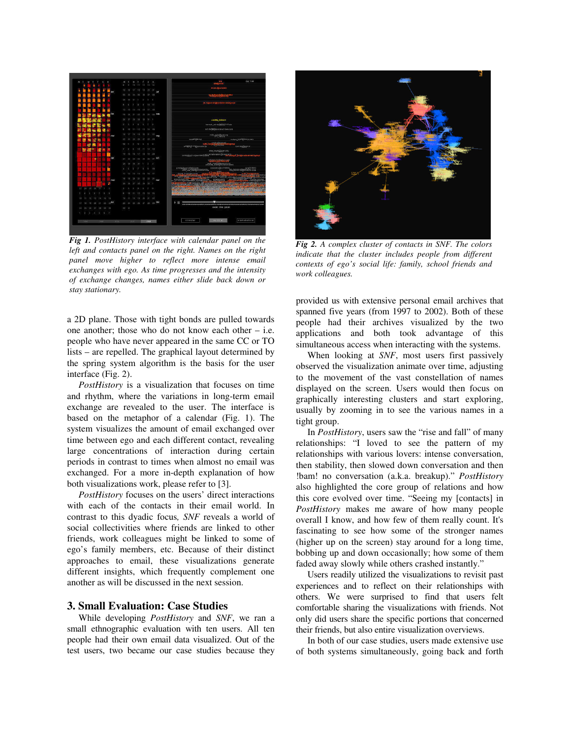*Fig 1. PostHistory interface with calendar panel on the left and contacts panel on the right. Names on the right panel move higher to reflect more intense email exchanges with ego. As time progresses and the intensity of exchange changes, names either slide back down or stay stationary.*

*Fig 2. A complex cluster of contacts in SNF. The colors indicate that the cluster includes people from different contexts of ego's social life: family, school friends and work colleagues.*

a 2D plane. Those with tight bonds are pulled towards one another; those who do not know each other – i.e. people who have never appeared in the same CC or TO lists – are repelled. The graphical layout determined by the spring system algorithm is the basis for the user interface (Fig. 2).

*PostHistory* is a visualization that focuses on time and rhythm, where the variations in long-term email exchange are revealed to the user. The interface is based on the metaphor of a calendar (Fig. 1). The system visualizes the amount of email exchanged over time between ego and each different contact, revealing large concentrations of interaction during certain periods in contrast to times when almost no email was exchanged. For a more in-depth explanation of how both visualizations work, please refer to [3].

*PostHistory* focuses on the users' direct interactions with each of the contacts in their email world. In contrast to this dyadic focus, *SNF* reveals a world of social collectivities where friends are linked to other friends, work colleagues might be linked to some of ego's family members, etc. Because of their distinct approaches to email, these visualizations generate different insights, which frequently complement one another as will be discussed in the next session.

## 3. Small Evaluation: Case Studies

While developing *PostHistory* and *SNF*, we ran a small ethnographic evaluation with ten users. All ten people had their own email data visualized. Out of the test users, two became our case studies because they provided us with extensive personal email archives that spanned five years (from 1997 to 2002). Both of these people had their archives visualized by the two applications and both took advantage of this simultaneous access when interacting with the systems.

When looking at *SNF*, most users first passively observed the visualization animate over time, adjusting to the movement of the vast constellation of names displayed on the screen. Users would then focus on graphically interesting clusters and start exploring, usually by zooming in to see the various names in a tight group.

In *PostHistory*, users saw the "rise and fall" of many relationships: "I loved to see the pattern of my relationships with various lovers: intense conversation, then stability, then slowed down conversation and then !bam! no conversation (a.k.a. breakup)." *PostHistory* also highlighted the core group of relations and how this core evolved over time. "Seeing my [contacts] in *PostHistory* makes me aware of how many people overall I know, and how few of them really count. It's fascinating to see how some of the stronger names (higher up on the screen) stay around for a long time, bobbing up and down occasionally; how some of them faded away slowly while others crashed instantly."

Users readily utilized the visualizations to revisit past experiences and to reflect on their relationships with others. We were surprised to find that users felt comfortable sharing the visualizations with friends. Not only did users share the specific portions that concerned their friends, but also entire visualization overviews.

In both of our case studies, users made extensive use of both systems simultaneously, going back and forth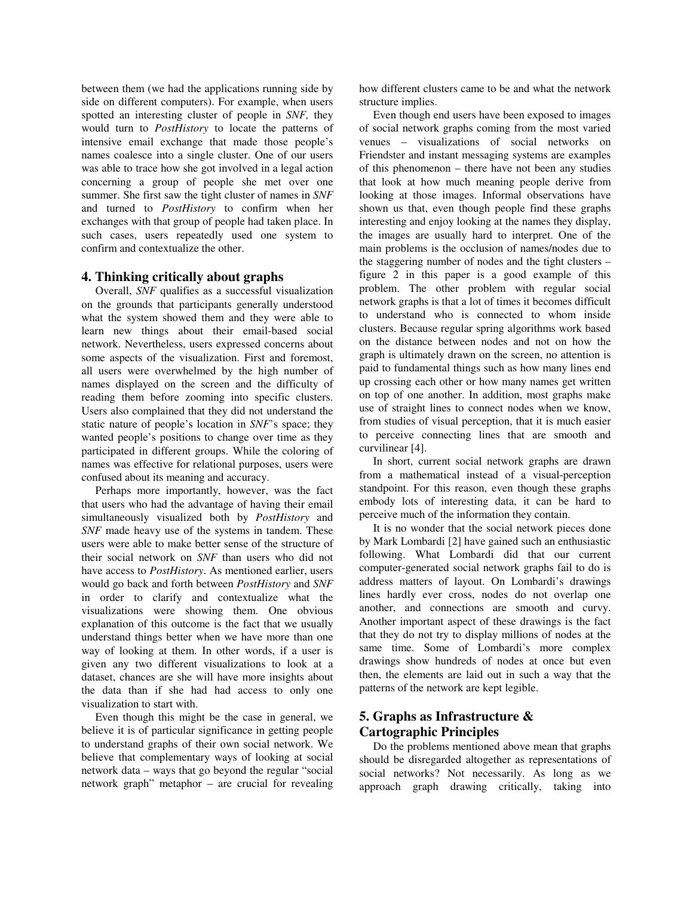between them (we had the applications running side by side on different computers). For example, when users spotted an interesting cluster of people in *SNF,* they would turn to *PostHistory* to locate the patterns of intensive email exchange that made those people's names coalesce into a single cluster. One of our users was able to trace how she got involved in a legal action concerning a group of people she met over one summer. She first saw the tight cluster of names in *SNF* and turned to *PostHistory* to confirm when her exchanges with that group of people had taken place. In such cases, users repeatedly used one system to confirm and contextualize the other.

## 4. Thinking critically about graphs

Overall, *SNF* qualifies as a successful visualization on the grounds that participants generally understood what the system showed them and they were able to learn new things about their email-based social network. Nevertheless, users expressed concerns about some aspects of the visualization. First and foremost, all users were overwhelmed by the high number of names displayed on the screen and the difficulty of reading them before zooming into specific clusters. Users also complained that they did not understand the static nature of people's location in *SNF*'s space; they wanted people's positions to change over time as they participated in different groups. While the coloring of names was effective for relational purposes, users were confused about its meaning and accuracy.

Perhaps more importantly, however, was the fact that users who had the advantage of having their email simultaneously visualized both by *PostHistory* and *SNF* made heavy use of the systems in tandem. These users were able to make better sense of the structure of their social network on *SNF* than users who did not have access to *PostHistory*. As mentioned earlier, users would go back and forth between *PostHistory* and *SNF* in order to clarify and contextualize what the visualizations were showing them. One obvious explanation of this outcome is the fact that we usually understand things better when we have more than one way of looking at them. In other words, if a user is given any two different visualizations to look at a dataset, chances are she will have more insights about the data than if she had had access to only one visualization to start with.

Even though this might be the case in general, we believe it is of particular significance in getting people to understand graphs of their own social network. We believe that complementary ways of looking at social network data – ways that go beyond the regular "social network graph" metaphor – are crucial for revealing how different clusters came to be and what the network structure implies.

Even though end users have been exposed to images of social network graphs coming from the most varied venues – visualizations of social networks on Friendster and instant messaging systems are examples of this phenomenon – there have not been any studies that look at how much meaning people derive from looking at those images. Informal observations have shown us that, even though people find these graphs interesting and enjoy looking at the names they display, the images are usually hard to interpret. One of the main problems is the occlusion of names/nodes due to the staggering number of nodes and the tight clusters – figure 2 in this paper is a good example of this problem. The other problem with regular social network graphs is that a lot of times it becomes difficult to understand who is connected to whom inside clusters. Because regular spring algorithms work based on the distance between nodes and not on how the graph is ultimately drawn on the screen, no attention is paid to fundamental things such as how many lines end up crossing each other or how many names get written on top of one another. In addition, most graphs make use of straight lines to connect nodes when we know, from studies of visual perception, that it is much easier to perceive connecting lines that are smooth and curvilinear [4].

In short, current social network graphs are drawn from a mathematical instead of a visual-perception standpoint. For this reason, even though these graphs embody lots of interesting data, it can be hard to perceive much of the information they contain.

It is no wonder that the social network pieces done by Mark Lombardi [2] have gained such an enthusiastic following. What Lombardi did that our current computer-generated social network graphs fail to do is address matters of layout. On Lombardi's drawings lines hardly ever cross, nodes do not overlap one another, and connections are smooth and curvy. Another important aspect of these drawings is the fact that they do not try to display millions of nodes at the same time. Some of Lombardi's more complex drawings show hundreds of nodes at once but even then, the elements are laid out in such a way that the patterns of the network are kept legible.

## 5. Graphs as Infrastructure & Cartographic Principles

Do the problems mentioned above mean that graphs should be disregarded altogether as representations of social networks? Not necessarily. As long as we approach graph drawing critically, taking into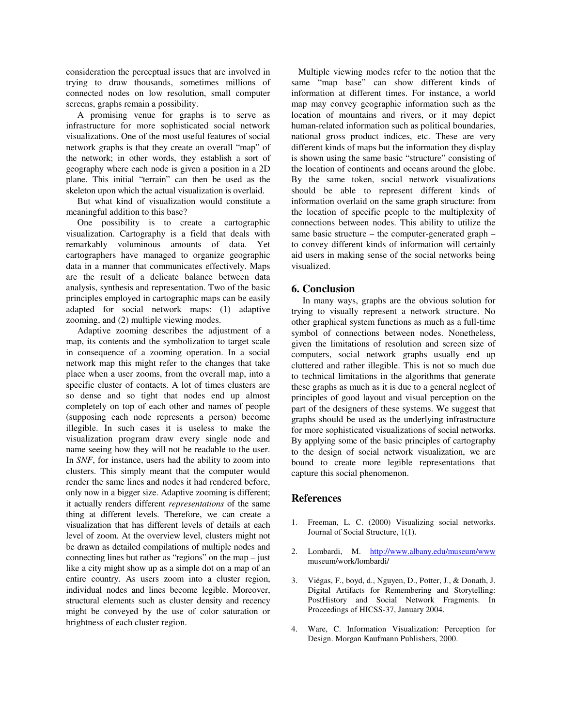consideration the perceptual issues that are involved in trying to draw thousands, sometimes millions of connected nodes on low resolution, small computer screens, graphs remain a possibility.

A promising venue for graphs is to serve as infrastructure for more sophisticated social network visualizations. One of the most useful features of social network graphs is that they create an overall "map" of the network; in other words, they establish a sort of geography where each node is given a position in a 2D plane. This initial "terrain" can then be used as the skeleton upon which the actual visualization is overlaid.

But what kind of visualization would constitute a meaningful addition to this base?

One possibility is to create a cartographic visualization. Cartography is a field that deals with remarkably voluminous amounts of data. Yet cartographers have managed to organize geographic data in a manner that communicates effectively. Maps are the result of a delicate balance between data analysis, synthesis and representation. Two of the basic principles employed in cartographic maps can be easily adapted for social network maps: (1) adaptive zooming, and (2) multiple viewing modes.

Adaptive zooming describes the adjustment of a map, its contents and the symbolization to target scale in consequence of a zooming operation. In a social network map this might refer to the changes that take place when a user zooms, from the overall map, into a specific cluster of contacts. A lot of times clusters are so dense and so tight that nodes end up almost completely on top of each other and names of people (supposing each node represents a person) become illegible. In such cases it is useless to make the visualization program draw every single node and name seeing how they will not be readable to the user. In *SNF*, for instance, users had the ability to zoom into clusters. This simply meant that the computer would render the same lines and nodes it had rendered before, only now in a bigger size. Adaptive zooming is different; it actually renders different *representations* of the same thing at different levels. Therefore, we can create a visualization that has different levels of details at each level of zoom. At the overview level, clusters might not be drawn as detailed compilations of multiple nodes and connecting lines but rather as "regions" on the map – just like a city might show up as a simple dot on a map of an entire country. As users zoom into a cluster region, individual nodes and lines become legible. Moreover, structural elements such as cluster density and recency might be conveyed by the use of color saturation or brightness of each cluster region.

Multiple viewing modes refer to the notion that the same "map base" can show different kinds of information at different times. For instance, a world map may convey geographic information such as the location of mountains and rivers, or it may depict human-related information such as political boundaries, national gross product indices, etc. These are very different kinds of maps but the information they display is shown using the same basic "structure" consisting of the location of continents and oceans around the globe. By the same token, social network visualizations should be able to represent different kinds of information overlaid on the same graph structure: from the location of specific people to the multiplexity of connections between nodes. This ability to utilize the same basic structure – the computer-generated graph – to convey different kinds of information will certainly aid users in making sense of the social networks being visualized.

## 6. Conclusion

In many ways, graphs are the obvious solution for trying to visually represent a network structure. No other graphical system functions as much as a full-time symbol of connections between nodes. Nonetheless, given the limitations of resolution and screen size of computers, social network graphs usually end up cluttered and rather illegible. This is not so much due to technical limitations in the algorithms that generate these graphs as much as it is due to a general neglect of principles of good layout and visual perception on the part of the designers of these systems. We suggest that graphs should be used as the underlying infrastructure for more sophisticated visualizations of social networks. By applying some of the basic principles of cartography to the design of social network visualization, we are bound to create more legible representations that capture this social phenomenon.

## References

1. Freeman, L. C. (2000) Visualizing social networks. Journal of Social Structure, 1(1).

2. Lombardi, M. http://www.albany.edu/museum/www museum/work/lombardi/

3. Viégas, F., boyd, d., Nguyen, D., Potter, J., & Donath, J. Digital Artifacts for Remembering and Storytelling: PostHistory and Social Network Fragments. In Proceedings of HICSS-37, January 2004.

4. Ware, C. Information Visualization: Perception for Design. Morgan Kaufmann Publishers, 2000.